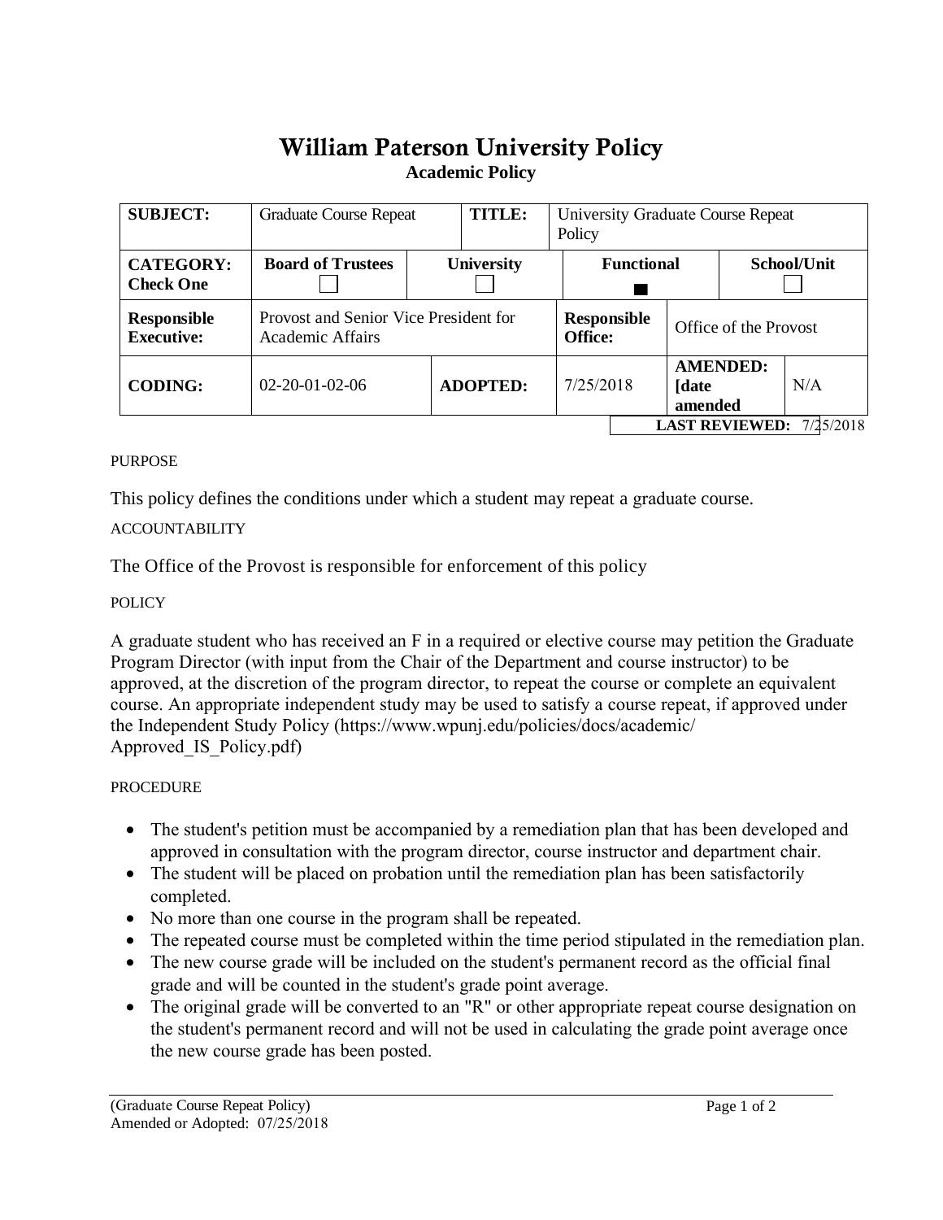# William Paterson University Policy

**Academic Policy**

| **SUBJECT:** | Graduate Course Repeat | | **TITLE:** | University Graduate Course Repeat Policy | | |
|---|---|---|---|---|---|---|
| **CATEGORY: Check One** | **Board of Trustees** ☐ | **University** ☐ | | **Functional** ■ | | **School/Unit** ☐ |
| **Responsible Executive:** | Provost and Senior Vice President for Academic Affairs | | | **Responsible Office:** | Office of the Provost | |
| **CODING:** | 02-20-01-02-06 | **ADOPTED:** | | 7/25/2018 | **AMENDED: [date amended** | N/A |

**LAST REVIEWED:** 7/25/2018

PURPOSE

This policy defines the conditions under which a student may repeat a graduate course.

ACCOUNTABILITY

The Office of the Provost is responsible for enforcement of this policy

POLICY

A graduate student who has received an F in a required or elective course may petition the Graduate Program Director (with input from the Chair of the Department and course instructor) to be approved, at the discretion of the program director, to repeat the course or complete an equivalent course. An appropriate independent study may be used to satisfy a course repeat, if approved under the Independent Study Policy (https://www.wpunj.edu/policies/docs/academic/Approved_IS_Policy.pdf)

PROCEDURE

- The student's petition must be accompanied by a remediation plan that has been developed and approved in consultation with the program director, course instructor and department chair.
- The student will be placed on probation until the remediation plan has been satisfactorily completed.
- No more than one course in the program shall be repeated.
- The repeated course must be completed within the time period stipulated in the remediation plan.
- The new course grade will be included on the student's permanent record as the official final grade and will be counted in the student's grade point average.
- The original grade will be converted to an "R" or other appropriate repeat course designation on the student's permanent record and will not be used in calculating the grade point average once the new course grade has been posted.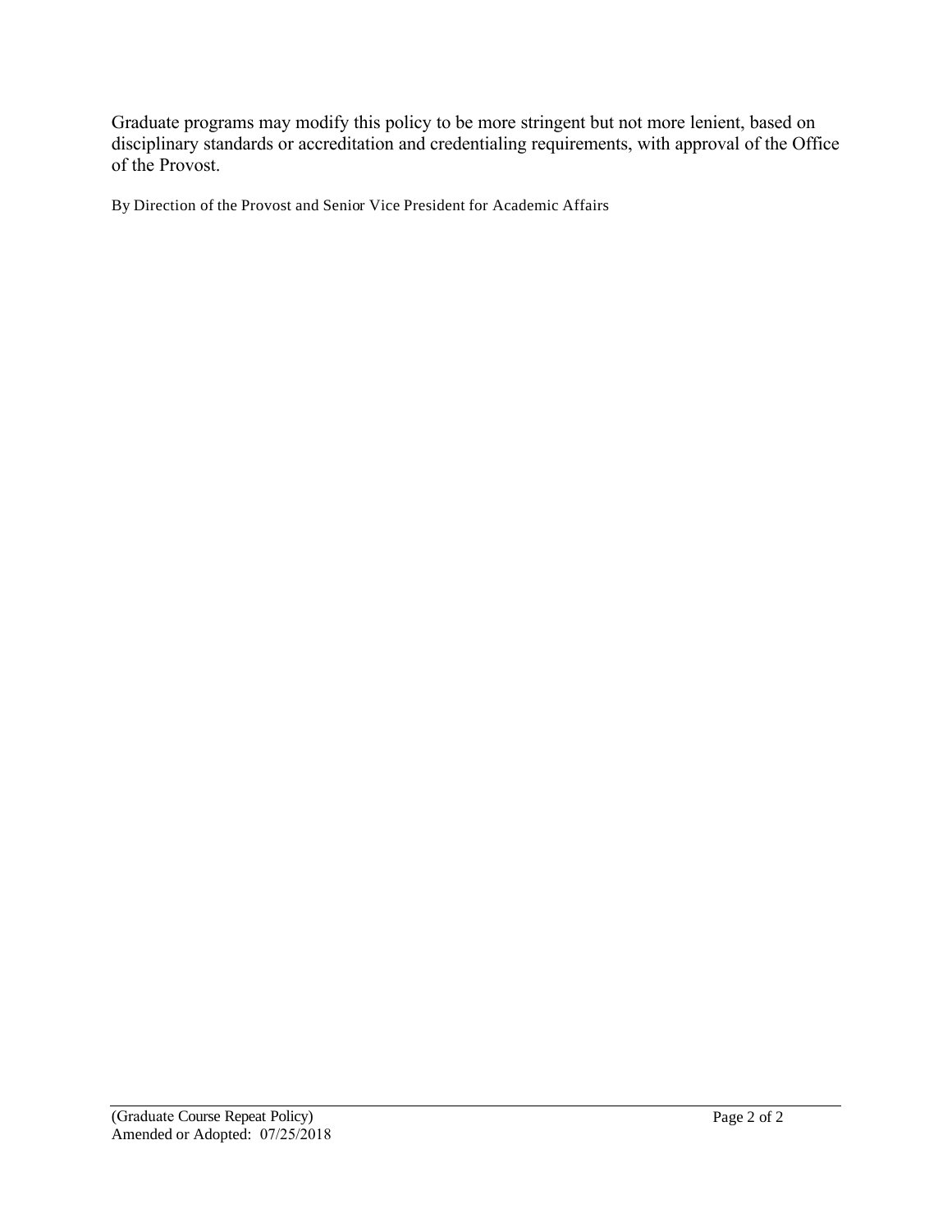Graduate programs may modify this policy to be more stringent but not more lenient, based on disciplinary standards or accreditation and credentialing requirements, with approval of the Office of the Provost.

By Direction of the Provost and Senior Vice President for Academic Affairs